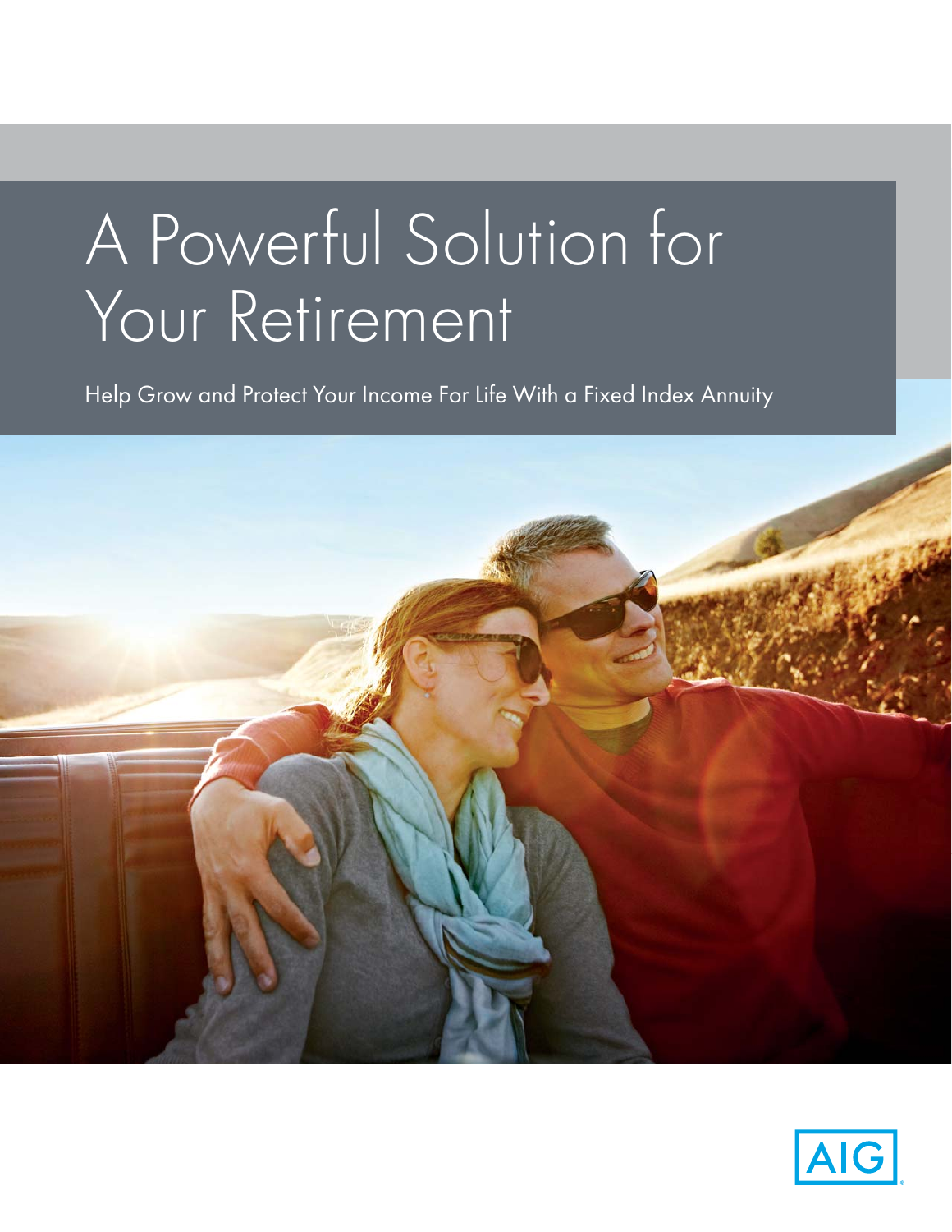# A Powerful Solution for Your Retirement

Help Grow and Protect Your Income For Life With a Fixed Index Annuity

AIG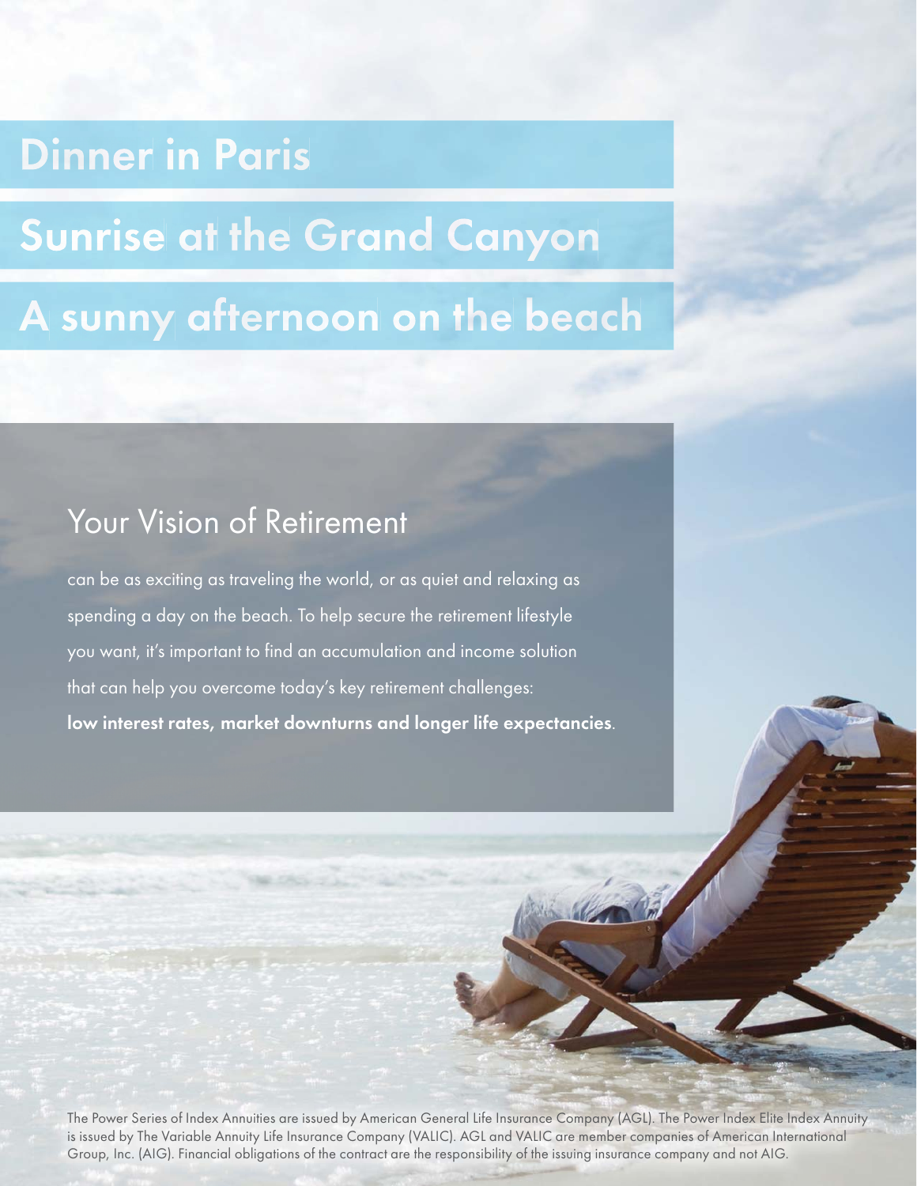# Dinner in Paris

# Sunrise at the Grand Canyon

# A sunny afternoon on the beach

## Your Vision of Retirement

can be as exciting as traveling the world, or as quiet and relaxing as spending a day on the beach. To help secure the retirement lifestyle you want, it's important to find an accumulation and income solution that can help you overcome today's key retirement challenges: **low interest rates, market downturns and longer life expectancies**.

The Power Series of Index Annuities are issued by American General Life Insurance Company (AGL). The Power Index Elite Index Annuity is issued by The Variable Annuity Life Insurance Company (VALIC). AGL and VALIC are member companies of American International Group, Inc. (AIG). Financial obligations of the contract are the responsibility of the issuing insurance company and not AIG.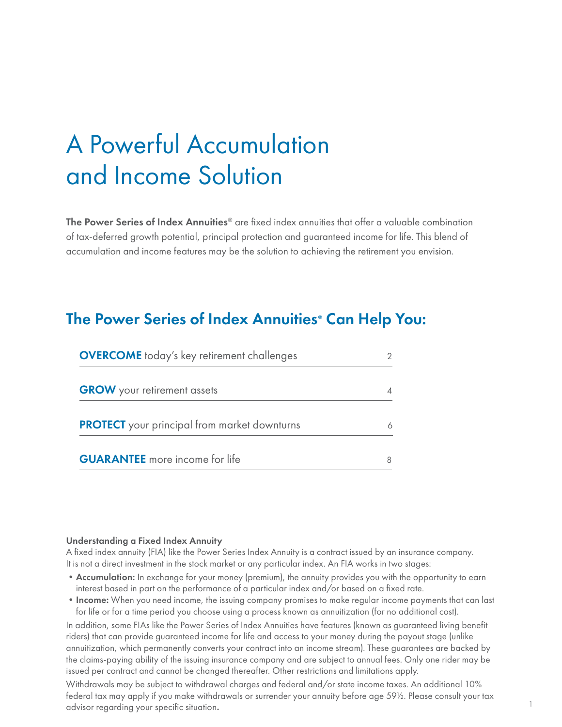# A Powerful Accumulation and Income Solution

**The Power Series of Index Annuities**® are fixed index annuities that offer a valuable combination of tax-deferred growth potential, principal protection and guaranteed income for life. This blend of accumulation and income features may be the solution to achieving the retirement you envision.

## The Power Series of Index Annuities® Can Help You:

| | |
|---|---|
| **OVERCOME** today's key retirement challenges | 2 |
| **GROW** your retirement assets | 4 |
| **PROTECT** your principal from market downturns | 6 |
| **GUARANTEE** more income for life | 8 |

**Understanding a Fixed Index Annuity**

A fixed index annuity (FIA) like the Power Series Index Annuity is a contract issued by an insurance company. It is not a direct investment in the stock market or any particular index. An FIA works in two stages:

- **Accumulation:** In exchange for your money (premium), the annuity provides you with the opportunity to earn interest based in part on the performance of a particular index and/or based on a fixed rate.
- **Income:** When you need income, the issuing company promises to make regular income payments that can last for life or for a time period you choose using a process known as annuitization (for no additional cost).

In addition, some FIAs like the Power Series of Index Annuities have features (known as guaranteed living benefit riders) that can provide guaranteed income for life and access to your money during the payout stage (unlike annuitization, which permanently converts your contract into an income stream). These guarantees are backed by the claims-paying ability of the issuing insurance company and are subject to annual fees. Only one rider may be issued per contract and cannot be changed thereafter. Other restrictions and limitations apply.

Withdrawals may be subject to withdrawal charges and federal and/or state income taxes. An additional 10% federal tax may apply if you make withdrawals or surrender your annuity before age 59½. Please consult your tax advisor regarding your specific situation.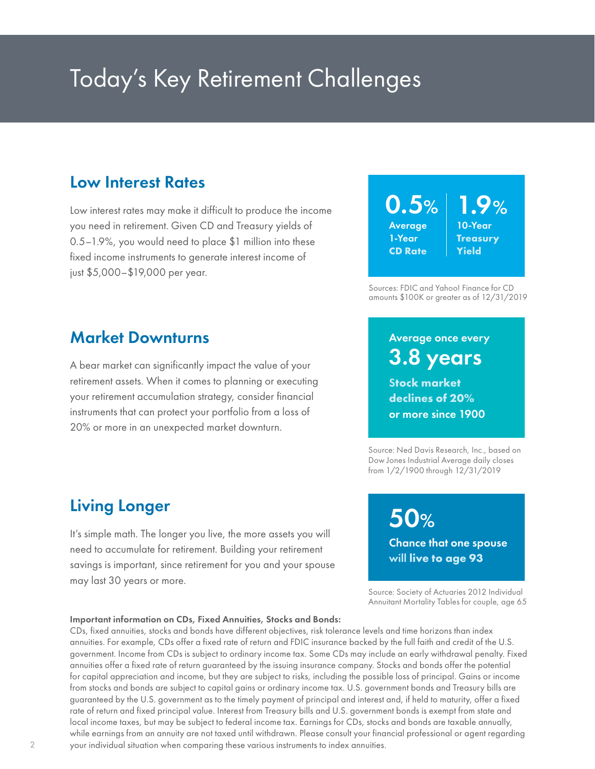# Today's Key Retirement Challenges

## Low Interest Rates

Low interest rates may make it difficult to produce the income you need in retirement. Given CD and Treasury yields of 0.5–1.9%, you would need to place $1 million into these fixed income instruments to generate interest income of just $5,000–$19,000 per year.

**0.5%** **Average 1-Year CD Rate**

**1.9%** **10-Year Treasury Yield**

Sources: FDIC and Yahoo! Finance for CD amounts $100K or greater as of 12/31/2019

## Market Downturns

A bear market can significantly impact the value of your retirement assets. When it comes to planning or executing your retirement accumulation strategy, consider financial instruments that can protect your portfolio from a loss of 20% or more in an unexpected market downturn.

**Average once every**
**3.8 years**
**Stock market declines of 20% or more since 1900**

Source: Ned Davis Research, Inc., based on Dow Jones Industrial Average daily closes from 1/2/1900 through 12/31/2019

## Living Longer

It's simple math. The longer you live, the more assets you will need to accumulate for retirement. Building your retirement savings is important, since retirement for you and your spouse may last 30 years or more.

**50%**
**Chance that one spouse will live to age 93**

Source: Society of Actuaries 2012 Individual Annuitant Mortality Tables for couple, age 65

**Important information on CDs, Fixed Annuities, Stocks and Bonds:**
CDs, fixed annuities, stocks and bonds have different objectives, risk tolerance levels and time horizons than index annuities. For example, CDs offer a fixed rate of return and FDIC insurance backed by the full faith and credit of the U.S. government. Income from CDs is subject to ordinary income tax. Some CDs may include an early withdrawal penalty. Fixed annuities offer a fixed rate of return guaranteed by the issuing insurance company. Stocks and bonds offer the potential for capital appreciation and income, but they are subject to risks, including the possible loss of principal. Gains or income from stocks and bonds are subject to capital gains or ordinary income tax. U.S. government bonds and Treasury bills are guaranteed by the U.S. government as to the timely payment of principal and interest and, if held to maturity, offer a fixed rate of return and fixed principal value. Interest from Treasury bills and U.S. government bonds is exempt from state and local income taxes, but may be subject to federal income tax. Earnings for CDs, stocks and bonds are taxable annually, while earnings from an annuity are not taxed until withdrawn. Please consult your financial professional or agent regarding your individual situation when comparing these various instruments to index annuities.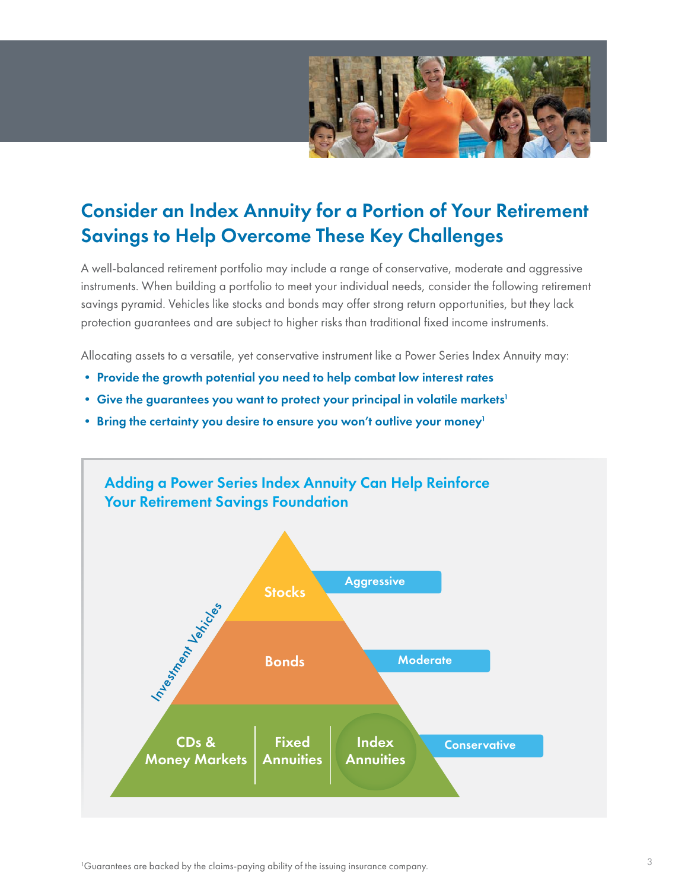## Consider an Index Annuity for a Portion of Your Retirement Savings to Help Overcome These Key Challenges

A well-balanced retirement portfolio may include a range of conservative, moderate and aggressive instruments. When building a portfolio to meet your individual needs, consider the following retirement savings pyramid. Vehicles like stocks and bonds may offer strong return opportunities, but they lack protection guarantees and are subject to higher risks than traditional fixed income instruments.

Allocating assets to a versatile, yet conservative instrument like a Power Series Index Annuity may:

- **Provide the growth potential you need to help combat low interest rates**
- **Give the guarantees you want to protect your principal in volatile markets**[1]
- **Bring the certainty you desire to ensure you won't outlive your money**[1]

### Adding a Power Series Index Annuity Can Help Reinforce Your Retirement Savings Foundation

Investment Vehicles

| Investment Vehicles | Risk Level |
|---|---|
| Stocks | Aggressive |
| Bonds | Moderate |
| CDs & Money Markets, Fixed Annuities, Index Annuities | Conservative |

[1]Guarantees are backed by the claims-paying ability of the issuing insurance company.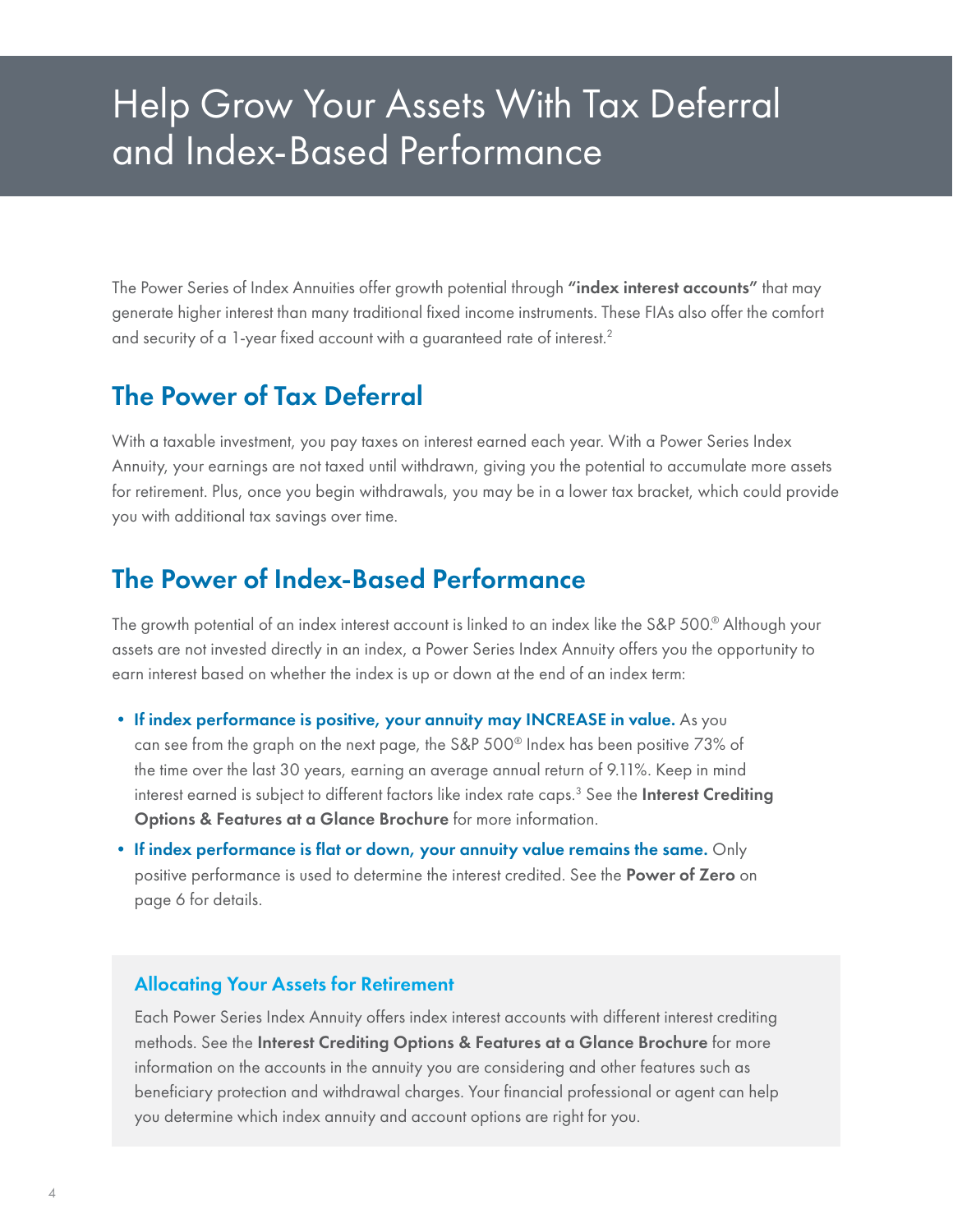# Help Grow Your Assets With Tax Deferral and Index-Based Performance

The Power Series of Index Annuities offer growth potential through **"index interest accounts"** that may generate higher interest than many traditional fixed income instruments. These FIAs also offer the comfort and security of a 1-year fixed account with a guaranteed rate of interest.[2]

## The Power of Tax Deferral

With a taxable investment, you pay taxes on interest earned each year. With a Power Series Index Annuity, your earnings are not taxed until withdrawn, giving you the potential to accumulate more assets for retirement. Plus, once you begin withdrawals, you may be in a lower tax bracket, which could provide you with additional tax savings over time.

## The Power of Index-Based Performance

The growth potential of an index interest account is linked to an index like the S&P 500.® Although your assets are not invested directly in an index, a Power Series Index Annuity offers you the opportunity to earn interest based on whether the index is up or down at the end of an index term:

- **If index performance is positive, your annuity may INCREASE in value.** As you can see from the graph on the next page, the S&P 500® Index has been positive 73% of the time over the last 30 years, earning an average annual return of 9.11%. Keep in mind interest earned is subject to different factors like index rate caps.[3] See the **Interest Crediting Options & Features at a Glance Brochure** for more information.
- **If index performance is flat or down, your annuity value remains the same.** Only positive performance is used to determine the interest credited. See the **Power of Zero** on page 6 for details.

### Allocating Your Assets for Retirement

Each Power Series Index Annuity offers index interest accounts with different interest crediting methods. See the **Interest Crediting Options & Features at a Glance Brochure** for more information on the accounts in the annuity you are considering and other features such as beneficiary protection and withdrawal charges. Your financial professional or agent can help you determine which index annuity and account options are right for you.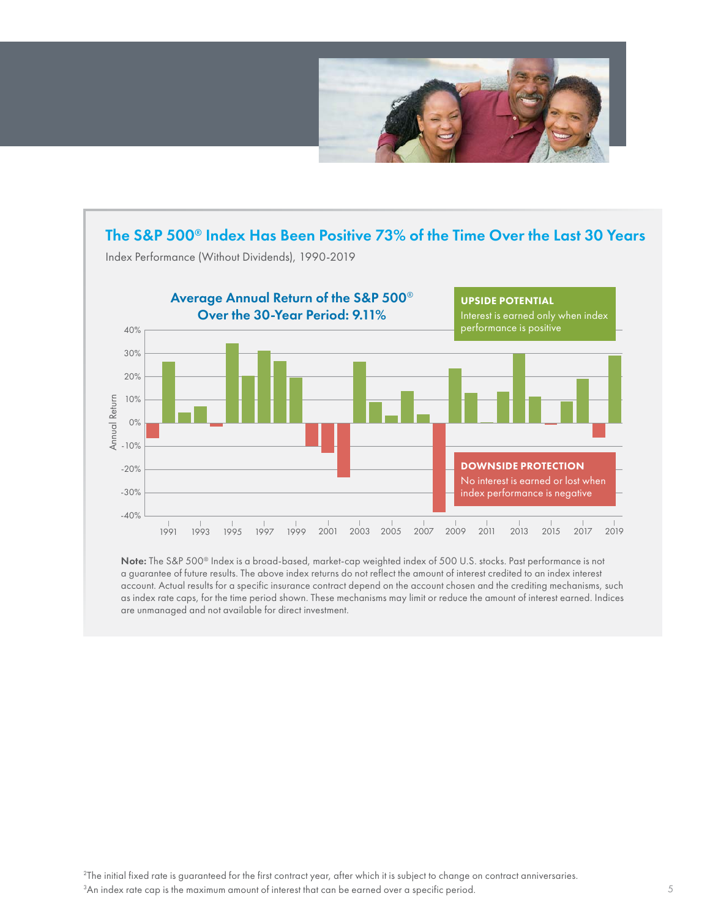## The S&P 500® Index Has Been Positive 73% of the Time Over the Last 30 Years

Index Performance (Without Dividends), 1990-2019

**Average Annual Return of the S&P 500® Over the 30-Year Period: 9.11%**

**UPSIDE POTENTIAL**
Interest is earned only when index performance is positive

**DOWNSIDE PROTECTION**
No interest is earned or lost when index performance is negative

**Note:** The S&P 500® Index is a broad-based, market-cap weighted index of 500 U.S. stocks. Past performance is not a guarantee of future results. The above index returns do not reflect the amount of interest credited to an index interest account. Actual results for a specific insurance contract depend on the account chosen and the crediting mechanisms, such as index rate caps, for the time period shown. These mechanisms may limit or reduce the amount of interest earned. Indices are unmanaged and not available for direct investment.

[2] The initial fixed rate is guaranteed for the first contract year, after which it is subject to change on contract anniversaries.
[3] An index rate cap is the maximum amount of interest that can be earned over a specific period.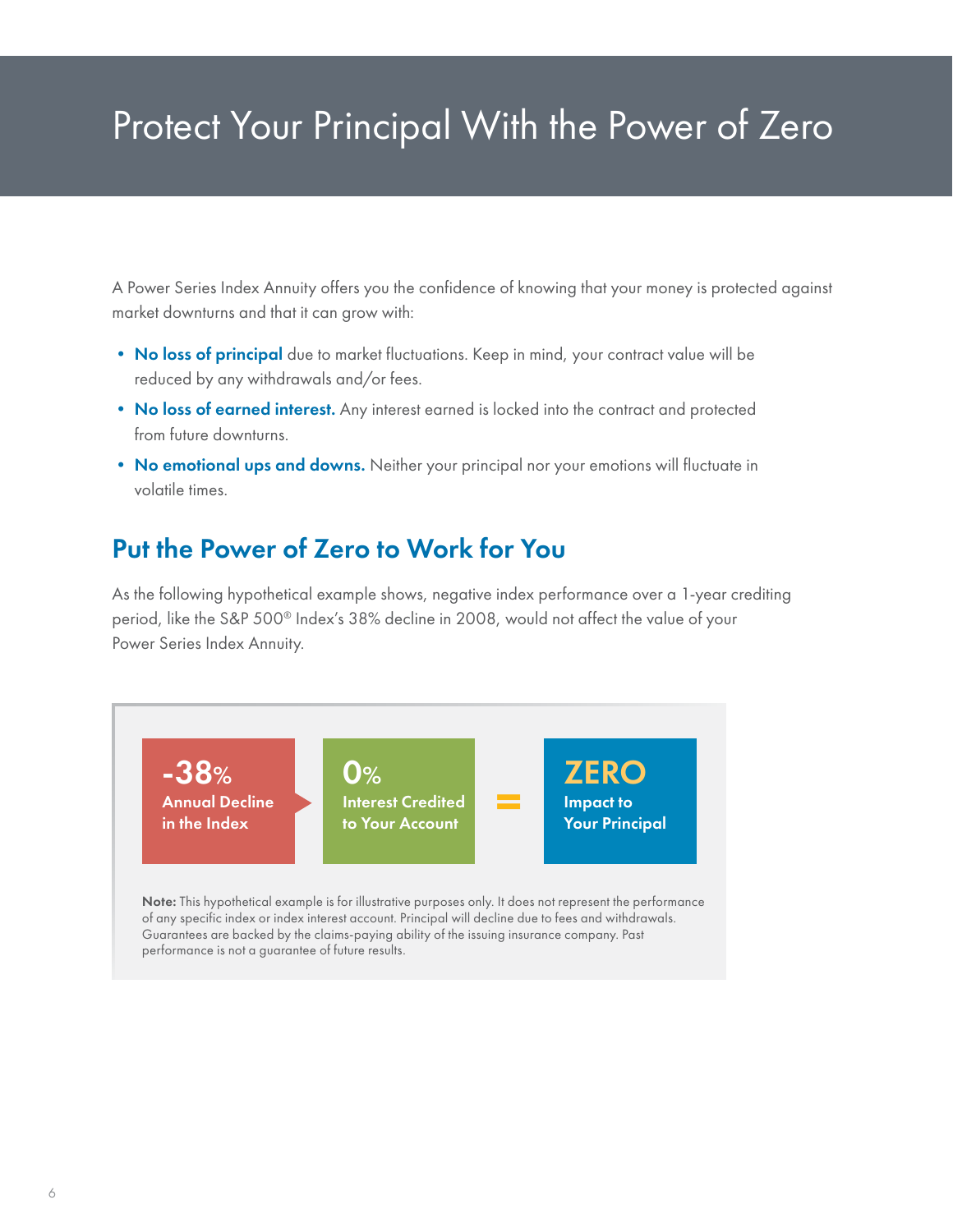# Protect Your Principal With the Power of Zero

A Power Series Index Annuity offers you the confidence of knowing that your money is protected against market downturns and that it can grow with:

- **No loss of principal** due to market fluctuations. Keep in mind, your contract value will be reduced by any withdrawals and/or fees.
- **No loss of earned interest.** Any interest earned is locked into the contract and protected from future downturns.
- **No emotional ups and downs.** Neither your principal nor your emotions will fluctuate in volatile times.

## Put the Power of Zero to Work for You

As the following hypothetical example shows, negative index performance over a 1-year crediting period, like the S&P 500® Index's 38% decline in 2008, would not affect the value of your Power Series Index Annuity.

**-38%** Annual Decline in the Index → **0%** Interest Credited to Your Account = **ZERO** Impact to Your Principal

**Note:** This hypothetical example is for illustrative purposes only. It does not represent the performance of any specific index or index interest account. Principal will decline due to fees and withdrawals. Guarantees are backed by the claims-paying ability of the issuing insurance company. Past performance is not a guarantee of future results.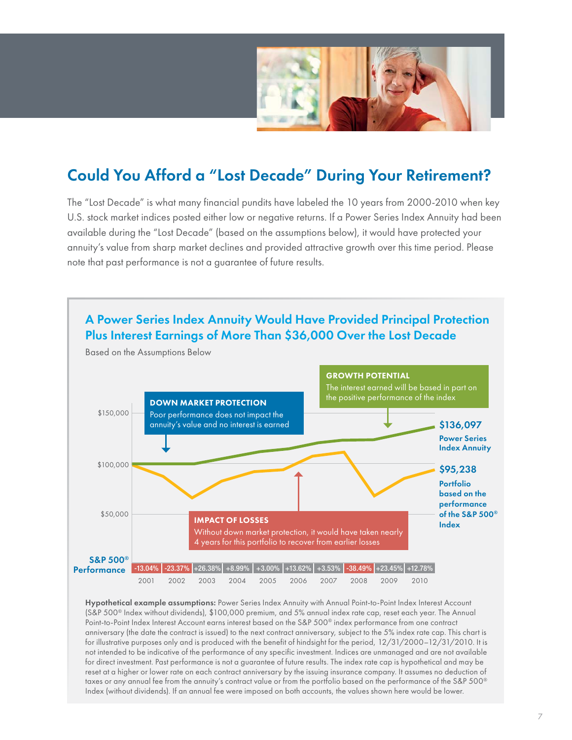## Could You Afford a "Lost Decade" During Your Retirement?

The "Lost Decade" is what many financial pundits have labeled the 10 years from 2000-2010 when key U.S. stock market indices posted either low or negative returns. If a Power Series Index Annuity had been available during the "Lost Decade" (based on the assumptions below), it would have protected your annuity's value from sharp market declines and provided attractive growth over this time period. Please note that past performance is not a guarantee of future results.

### A Power Series Index Annuity Would Have Provided Principal Protection Plus Interest Earnings of More Than $36,000 Over the Lost Decade

Based on the Assumptions Below

**GROWTH POTENTIAL**
The interest earned will be based in part on the positive performance of the index

**DOWN MARKET PROTECTION**
Poor performance does not impact the annuity's value and no interest is earned

**IMPACT OF LOSSES**
Without down market protection, it would have taken nearly 4 years for this portfolio to recover from earlier losses

**$136,097** Power Series Index Annuity

**$95,238** Portfolio based on the performance of the S&P 500® Index

| | 2001 | 2002 | 2003 | 2004 | 2005 | 2006 | 2007 | 2008 | 2009 | 2010 |
|---|---|---|---|---|---|---|---|---|---|---|
| **S&P 500® Performance** | -13.04% | -23.37% | +26.38% | +8.99% | +3.00% | +13.62% | +3.53% | -38.49% | +23.45% | +12.78% |

**Hypothetical example assumptions:** Power Series Index Annuity with Annual Point-to-Point Index Interest Account (S&P 500® Index without dividends), $100,000 premium, and 5% annual index rate cap, reset each year. The Annual Point-to-Point Index Interest Account earns interest based on the S&P 500® index performance from one contract anniversary (the date the contract is issued) to the next contract anniversary, subject to the 5% index rate cap. This chart is for illustrative purposes only and is produced with the benefit of hindsight for the period, 12/31/2000–12/31/2010. It is not intended to be indicative of the performance of any specific investment. Indices are unmanaged and are not available for direct investment. Past performance is not a guarantee of future results. The index rate cap is hypothetical and may be reset at a higher or lower rate on each contract anniversary by the issuing insurance company. It assumes no deduction of taxes or any annual fee from the annuity's contract value or from the portfolio based on the performance of the S&P 500® Index (without dividends). If an annual fee were imposed on both accounts, the values shown here would be lower.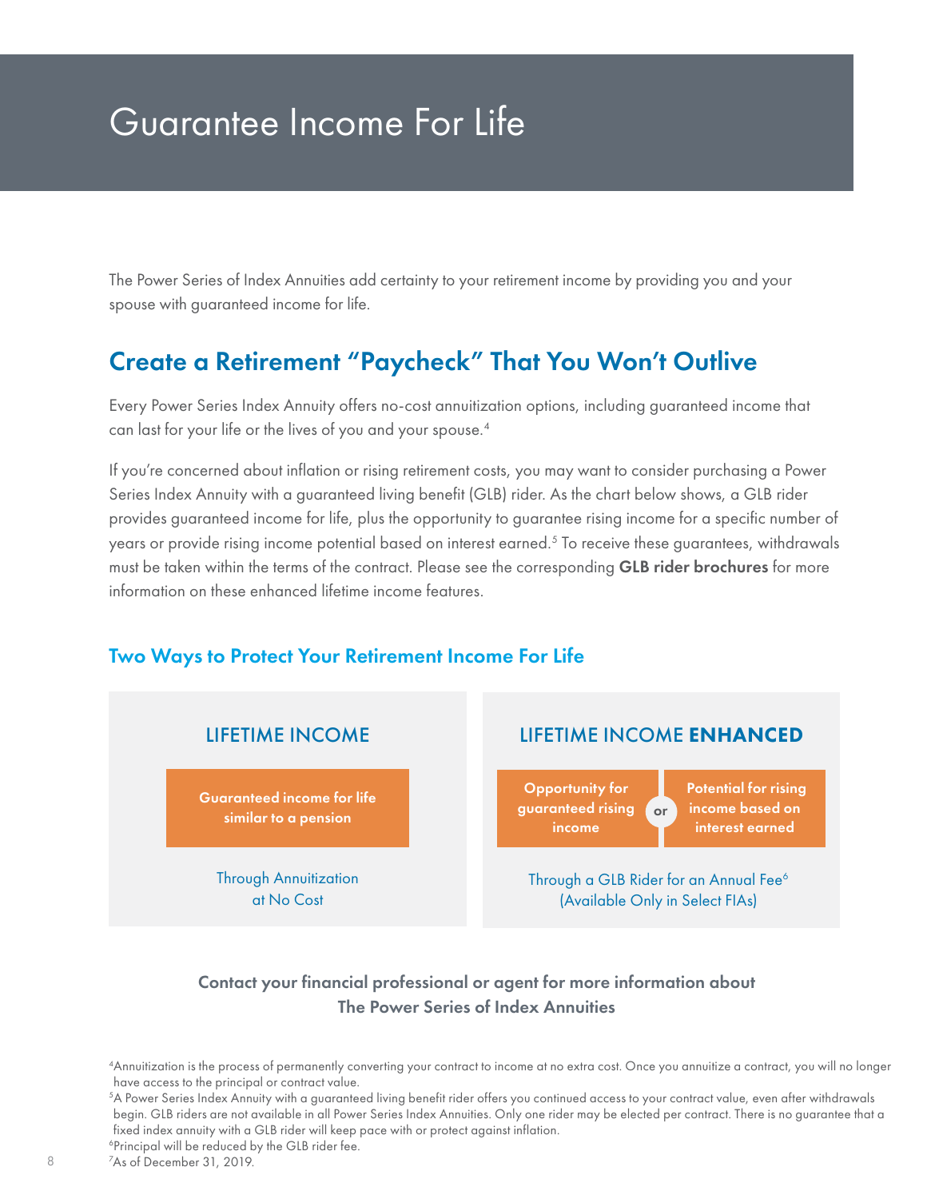# Guarantee Income For Life

The Power Series of Index Annuities add certainty to your retirement income by providing you and your spouse with guaranteed income for life.

## Create a Retirement "Paycheck" That You Won't Outlive

Every Power Series Index Annuity offers no-cost annuitization options, including guaranteed income that can last for your life or the lives of you and your spouse.[4]

If you're concerned about inflation or rising retirement costs, you may want to consider purchasing a Power Series Index Annuity with a guaranteed living benefit (GLB) rider. As the chart below shows, a GLB rider provides guaranteed income for life, plus the opportunity to guarantee rising income for a specific number of years or provide rising income potential based on interest earned.[5] To receive these guarantees, withdrawals must be taken within the terms of the contract. Please see the corresponding **GLB rider brochures** for more information on these enhanced lifetime income features.

### Two Ways to Protect Your Retirement Income For Life

| LIFETIME INCOME | LIFETIME INCOME **ENHANCED** |
| --- | --- |
| **Guaranteed income for life similar to a pension** | **Opportunity for guaranteed rising income** or **Potential for rising income based on interest earned** |
| Through Annuitization at No Cost | Through a GLB Rider for an Annual Fee[6] (Available Only in Select FIAs) |

**Contact your financial professional or agent for more information about The Power Series of Index Annuities**

[4]Annuitization is the process of permanently converting your contract to income at no extra cost. Once you annuitize a contract, you will no longer have access to the principal or contract value.

[5]A Power Series Index Annuity with a guaranteed living benefit rider offers you continued access to your contract value, even after withdrawals begin. GLB riders are not available in all Power Series Index Annuities. Only one rider may be elected per contract. There is no guarantee that a fixed index annuity with a GLB rider will keep pace with or protect against inflation.

[6]Principal will be reduced by the GLB rider fee.

[7]As of December 31, 2019.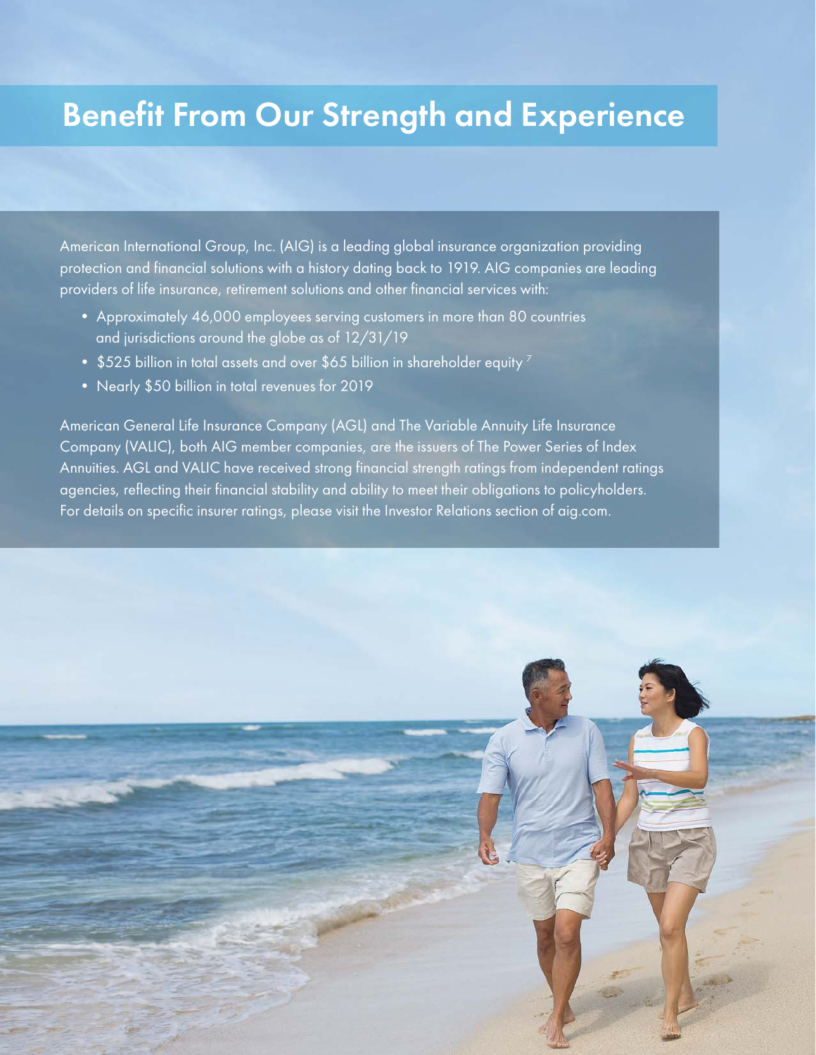# Benefit From Our Strength and Experience

American International Group, Inc. (AIG) is a leading global insurance organization providing protection and financial solutions with a history dating back to 1919. AIG companies are leading providers of life insurance, retirement solutions and other financial services with:

- Approximately 46,000 employees serving customers in more than 80 countries and jurisdictions around the globe as of 12/31/19
- $525 billion in total assets and over $65 billion in shareholder equity [7]
- Nearly $50 billion in total revenues for 2019

American General Life Insurance Company (AGL) and The Variable Annuity Life Insurance Company (VALIC), both AIG member companies, are the issuers of The Power Series of Index Annuities. AGL and VALIC have received strong financial strength ratings from independent ratings agencies, reflecting their financial stability and ability to meet their obligations to policyholders. For details on specific insurer ratings, please visit the Investor Relations section of aig.com.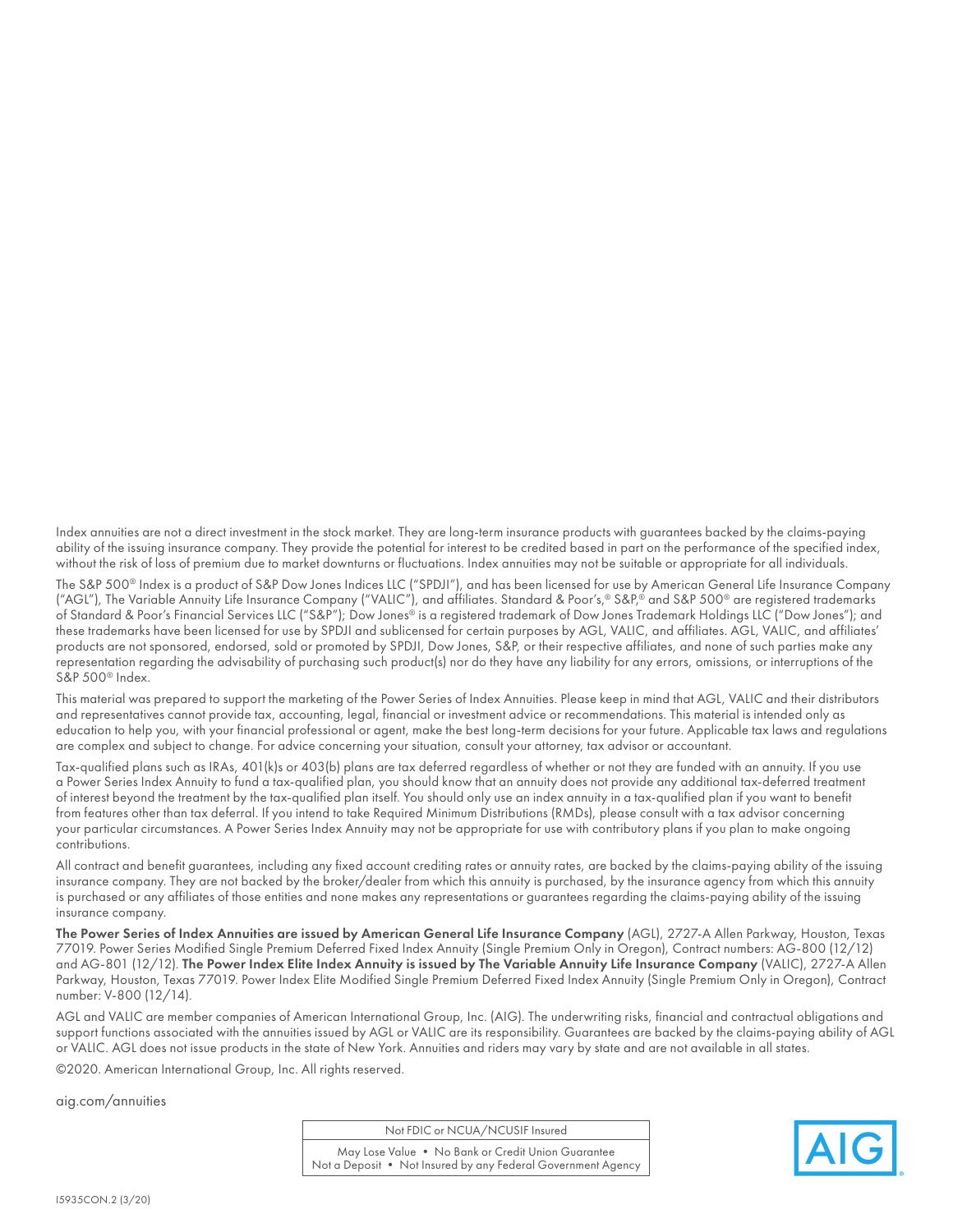Index annuities are not a direct investment in the stock market. They are long-term insurance products with guarantees backed by the claims-paying ability of the issuing insurance company. They provide the potential for interest to be credited based in part on the performance of the specified index, without the risk of loss of premium due to market downturns or fluctuations. Index annuities may not be suitable or appropriate for all individuals.

The S&P 500® Index is a product of S&P Dow Jones Indices LLC ("SPDJI"), and has been licensed for use by American General Life Insurance Company ("AGL"), The Variable Annuity Life Insurance Company ("VALIC"), and affiliates. Standard & Poor's,® S&P,® and S&P 500® are registered trademarks of Standard & Poor's Financial Services LLC ("S&P"); Dow Jones® is a registered trademark of Dow Jones Trademark Holdings LLC ("Dow Jones"); and these trademarks have been licensed for use by SPDJI and sublicensed for certain purposes by AGL, VALIC, and affiliates. AGL, VALIC, and affiliates' products are not sponsored, endorsed, sold or promoted by SPDJI, Dow Jones, S&P, or their respective affiliates, and none of such parties make any representation regarding the advisability of purchasing such product(s) nor do they have any liability for any errors, omissions, or interruptions of the S&P 500® Index.

This material was prepared to support the marketing of the Power Series of Index Annuities. Please keep in mind that AGL, VALIC and their distributors and representatives cannot provide tax, accounting, legal, financial or investment advice or recommendations. This material is intended only as education to help you, with your financial professional or agent, make the best long-term decisions for your future. Applicable tax laws and regulations are complex and subject to change. For advice concerning your situation, consult your attorney, tax advisor or accountant.

Tax-qualified plans such as IRAs, 401(k)s or 403(b) plans are tax deferred regardless of whether or not they are funded with an annuity. If you use a Power Series Index Annuity to fund a tax-qualified plan, you should know that an annuity does not provide any additional tax-deferred treatment of interest beyond the treatment by the tax-qualified plan itself. You should only use an index annuity in a tax-qualified plan if you want to benefit from features other than tax deferral. If you intend to take Required Minimum Distributions (RMDs), please consult with a tax advisor concerning your particular circumstances. A Power Series Index Annuity may not be appropriate for use with contributory plans if you plan to make ongoing contributions.

All contract and benefit guarantees, including any fixed account crediting rates or annuity rates, are backed by the claims-paying ability of the issuing insurance company. They are not backed by the broker/dealer from which this annuity is purchased, by the insurance agency from which this annuity is purchased or any affiliates of those entities and none makes any representations or guarantees regarding the claims-paying ability of the issuing insurance company.

**The Power Series of Index Annuities are issued by American General Life Insurance Company** (AGL), 2727-A Allen Parkway, Houston, Texas 77019. Power Series Modified Single Premium Deferred Fixed Index Annuity (Single Premium Only in Oregon), Contract numbers: AG-800 (12/12) and AG-801 (12/12). **The Power Index Elite Index Annuity is issued by The Variable Annuity Life Insurance Company** (VALIC), 2727-A Allen Parkway, Houston, Texas 77019. Power Index Elite Modified Single Premium Deferred Fixed Index Annuity (Single Premium Only in Oregon), Contract number: V-800 (12/14).

AGL and VALIC are member companies of American International Group, Inc. (AIG). The underwriting risks, financial and contractual obligations and support functions associated with the annuities issued by AGL or VALIC are its responsibility. Guarantees are backed by the claims-paying ability of AGL or VALIC. AGL does not issue products in the state of New York. Annuities and riders may vary by state and are not available in all states.

©2020. American International Group, Inc. All rights reserved.

aig.com/annuities

| Not FDIC or NCUA/NCUSIF Insured |
| --- |
| May Lose Value • No Bank or Credit Union Guarantee<br>Not a Deposit • Not Insured by any Federal Government Agency |

AIG

I5935CON.2 (3/20)